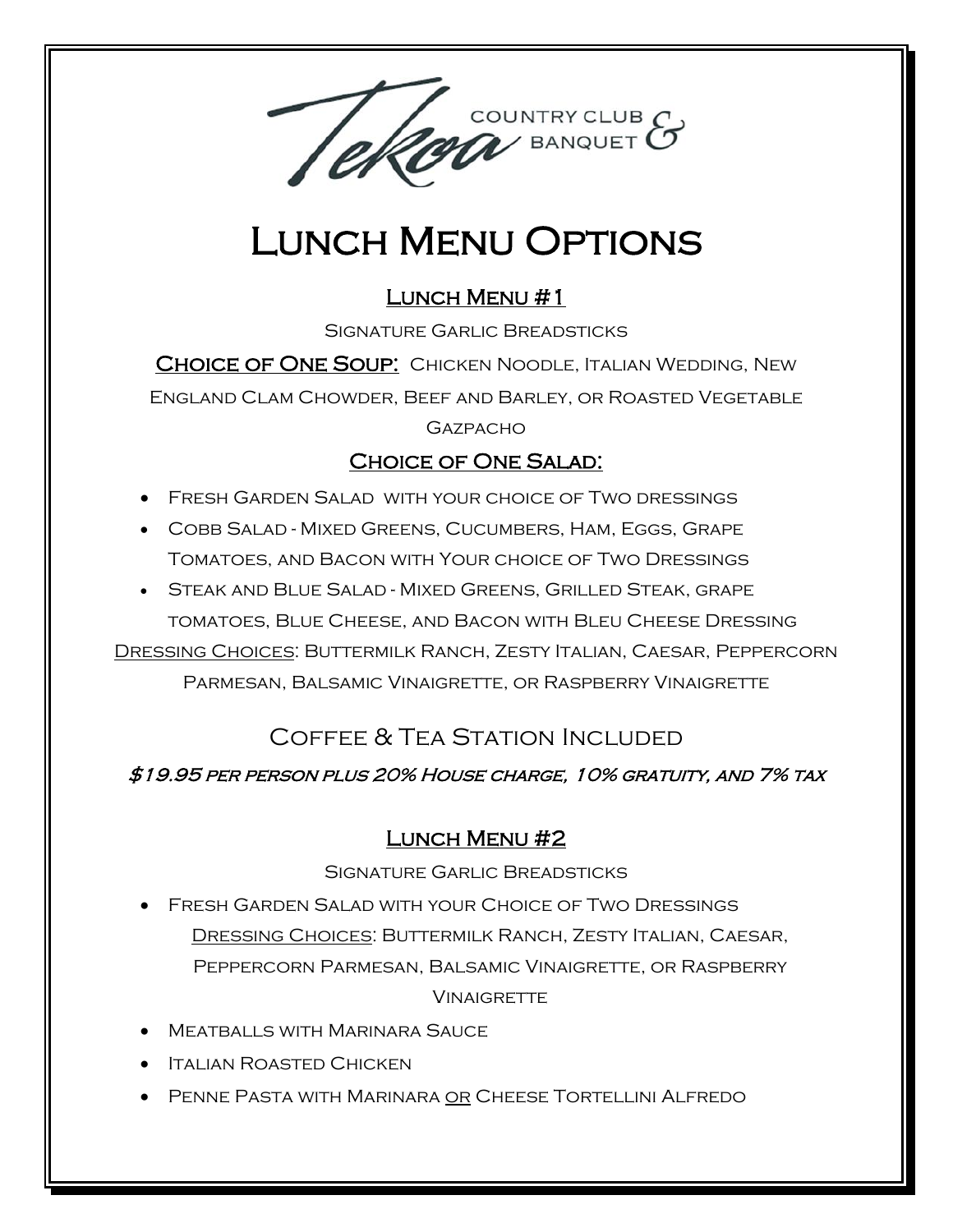Tekoa Country Club & Banquet

# Lunch Menu Options

## Lunch Menu #1

Signature Garlic Breadsticks

**Choice of One Soup:** Chicken Noodle, Italian Wedding, New England Clam Chowder, Beef and Barley, or Roasted Vegetable Gazpacho

### Choice of One Salad:

- Fresh Garden Salad with your choice of Two dressings
- Cobb Salad - Mixed Greens, Cucumbers, Ham, Eggs, Grape Tomatoes, and Bacon with Your choice of Two Dressings
- Steak and Blue Salad - Mixed Greens, Grilled Steak, grape tomatoes, Blue Cheese, and Bacon with Bleu Cheese Dressing

Dressing Choices: Buttermilk Ranch, Zesty Italian, Caesar, Peppercorn Parmesan, Balsamic Vinaigrette, or Raspberry Vinaigrette

Coffee & Tea Station Included

***$19.95 per person plus 20% House charge, 10% gratuity, and 7% tax***

## Lunch Menu #2

Signature Garlic Breadsticks

- Fresh Garden Salad with your Choice of Two Dressings
  Dressing Choices: Buttermilk Ranch, Zesty Italian, Caesar, Peppercorn Parmesan, Balsamic Vinaigrette, or Raspberry Vinaigrette
- Meatballs with Marinara Sauce
- Italian Roasted Chicken
- Penne Pasta with Marinara OR Cheese Tortellini Alfredo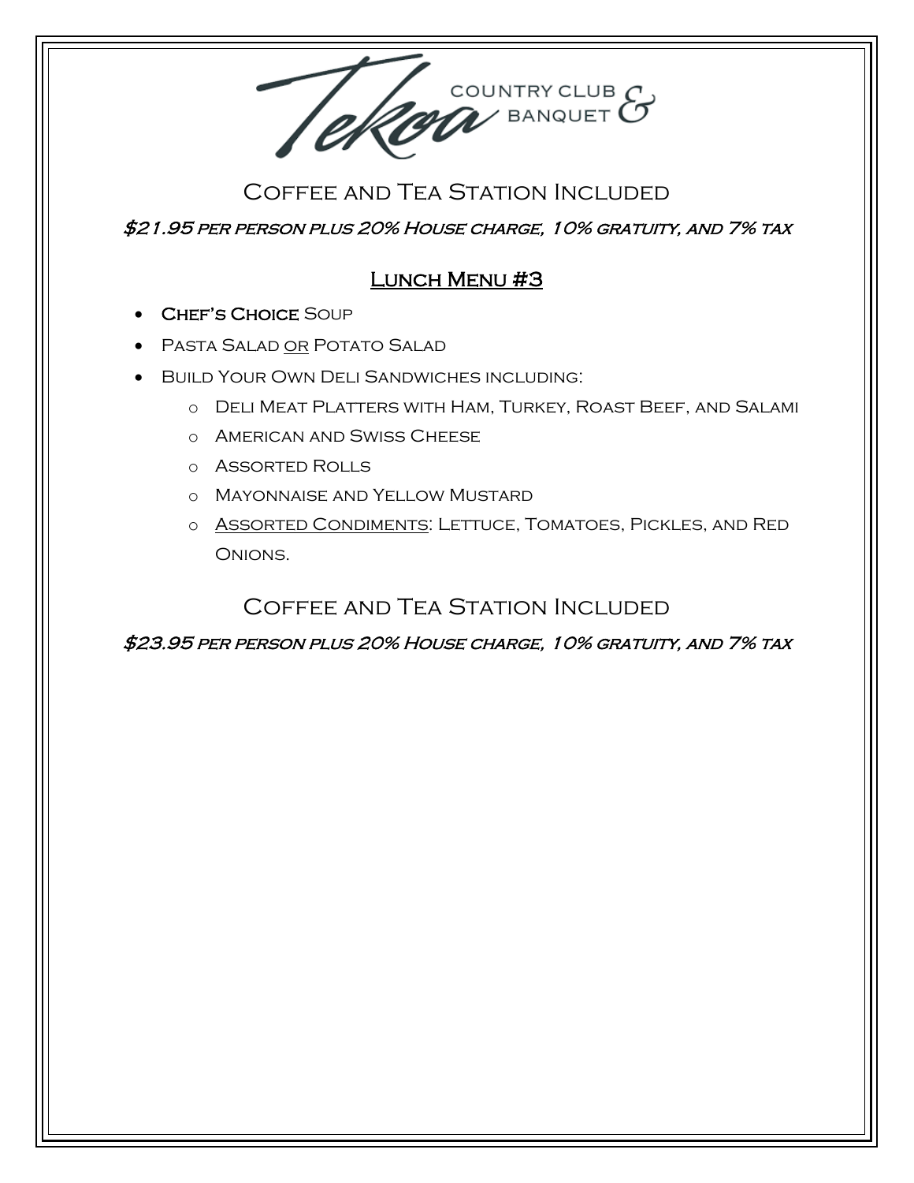Tekoa Country Club & Banquet

## Coffee and Tea Station Included

***$21.95 per person plus 20% House charge, 10% gratuity, and 7% tax***

## Lunch Menu #3

- **Chef's Choice** Soup
- Pasta Salad or Potato Salad
- Build Your Own Deli Sandwiches including:
  - Deli Meat Platters with Ham, Turkey, Roast Beef, and Salami
  - American and Swiss Cheese
  - Assorted Rolls
  - Mayonnaise and Yellow Mustard
  - Assorted Condiments: Lettuce, Tomatoes, Pickles, and Red Onions.

## Coffee and Tea Station Included

***$23.95 per person plus 20% House charge, 10% gratuity, and 7% tax***